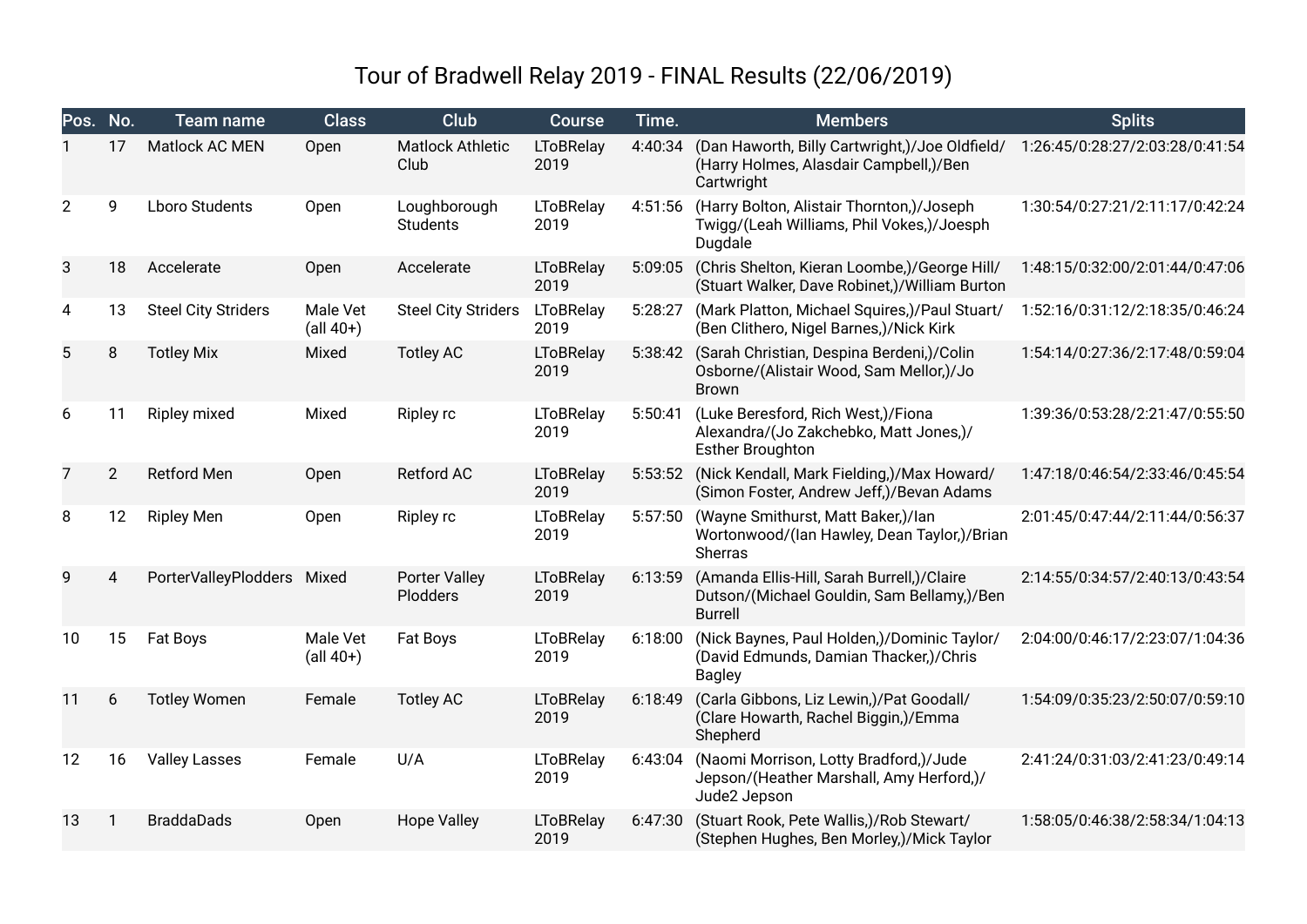# Tour of Bradwell Relay 2019 - FINAL Results (22/06/2019)

| Pos. | No. | Team name | Class | Club | Course | Time. | Members | Splits |
|---|---|---|---|---|---|---|---|---|
| 1 | 17 | Matlock AC MEN | Open | Matlock Athletic Club | LToBRelay 2019 | 4:40:34 | (Dan Haworth, Billy Cartwright,)/Joe Oldfield/(Harry Holmes, Alasdair Campbell,)/Ben Cartwright | 1:26:45/0:28:27/2:03:28/0:41:54 |
| 2 | 9 | Lboro Students | Open | Loughborough Students | LToBRelay 2019 | 4:51:56 | (Harry Bolton, Alistair Thornton,)/Joseph Twigg/(Leah Williams, Phil Vokes,)/Joesph Dugdale | 1:30:54/0:27:21/2:11:17/0:42:24 |
| 3 | 18 | Accelerate | Open | Accelerate | LToBRelay 2019 | 5:09:05 | (Chris Shelton, Kieran Loombe,)/George Hill/(Stuart Walker, Dave Robinet,)/William Burton | 1:48:15/0:32:00/2:01:44/0:47:06 |
| 4 | 13 | Steel City Striders | Male Vet (all 40+) | Steel City Striders | LToBRelay 2019 | 5:28:27 | (Mark Platton, Michael Squires,)/Paul Stuart/(Ben Clithero, Nigel Barnes,)/Nick Kirk | 1:52:16/0:31:12/2:18:35/0:46:24 |
| 5 | 8 | Totley Mix | Mixed | Totley AC | LToBRelay 2019 | 5:38:42 | (Sarah Christian, Despina Berdeni,)/Colin Osborne/(Alistair Wood, Sam Mellor,)/Jo Brown | 1:54:14/0:27:36/2:17:48/0:59:04 |
| 6 | 11 | Ripley mixed | Mixed | Ripley rc | LToBRelay 2019 | 5:50:41 | (Luke Beresford, Rich West,)/Fiona Alexandra/(Jo Zakchebko, Matt Jones,)/Esther Broughton | 1:39:36/0:53:28/2:21:47/0:55:50 |
| 7 | 2 | Retford Men | Open | Retford AC | LToBRelay 2019 | 5:53:52 | (Nick Kendall, Mark Fielding,)/Max Howard/(Simon Foster, Andrew Jeff,)/Bevan Adams | 1:47:18/0:46:54/2:33:46/0:45:54 |
| 8 | 12 | Ripley Men | Open | Ripley rc | LToBRelay 2019 | 5:57:50 | (Wayne Smithurst, Matt Baker,)/Ian Wortonwood/(Ian Hawley, Dean Taylor,)/Brian Sherras | 2:01:45/0:47:44/2:11:44/0:56:37 |
| 9 | 4 | PorterValleyPlodders | Mixed | Porter Valley Plodders | LToBRelay 2019 | 6:13:59 | (Amanda Ellis-Hill, Sarah Burrell,)/Claire Dutson/(Michael Gouldin, Sam Bellamy,)/Ben Burrell | 2:14:55/0:34:57/2:40:13/0:43:54 |
| 10 | 15 | Fat Boys | Male Vet (all 40+) | Fat Boys | LToBRelay 2019 | 6:18:00 | (Nick Baynes, Paul Holden,)/Dominic Taylor/(David Edmunds, Damian Thacker,)/Chris Bagley | 2:04:00/0:46:17/2:23:07/1:04:36 |
| 11 | 6 | Totley Women | Female | Totley AC | LToBRelay 2019 | 6:18:49 | (Carla Gibbons, Liz Lewin,)/Pat Goodall/(Clare Howarth, Rachel Biggin,)/Emma Shepherd | 1:54:09/0:35:23/2:50:07/0:59:10 |
| 12 | 16 | Valley Lasses | Female | U/A | LToBRelay 2019 | 6:43:04 | (Naomi Morrison, Lotty Bradford,)/Jude Jepson/(Heather Marshall, Amy Herford,)/Jude2 Jepson | 2:41:24/0:31:03/2:41:23/0:49:14 |
| 13 | 1 | BraddaDads | Open | Hope Valley | LToBRelay 2019 | 6:47:30 | (Stuart Rook, Pete Wallis,)/Rob Stewart/(Stephen Hughes, Ben Morley,)/Mick Taylor | 1:58:05/0:46:38/2:58:34/1:04:13 |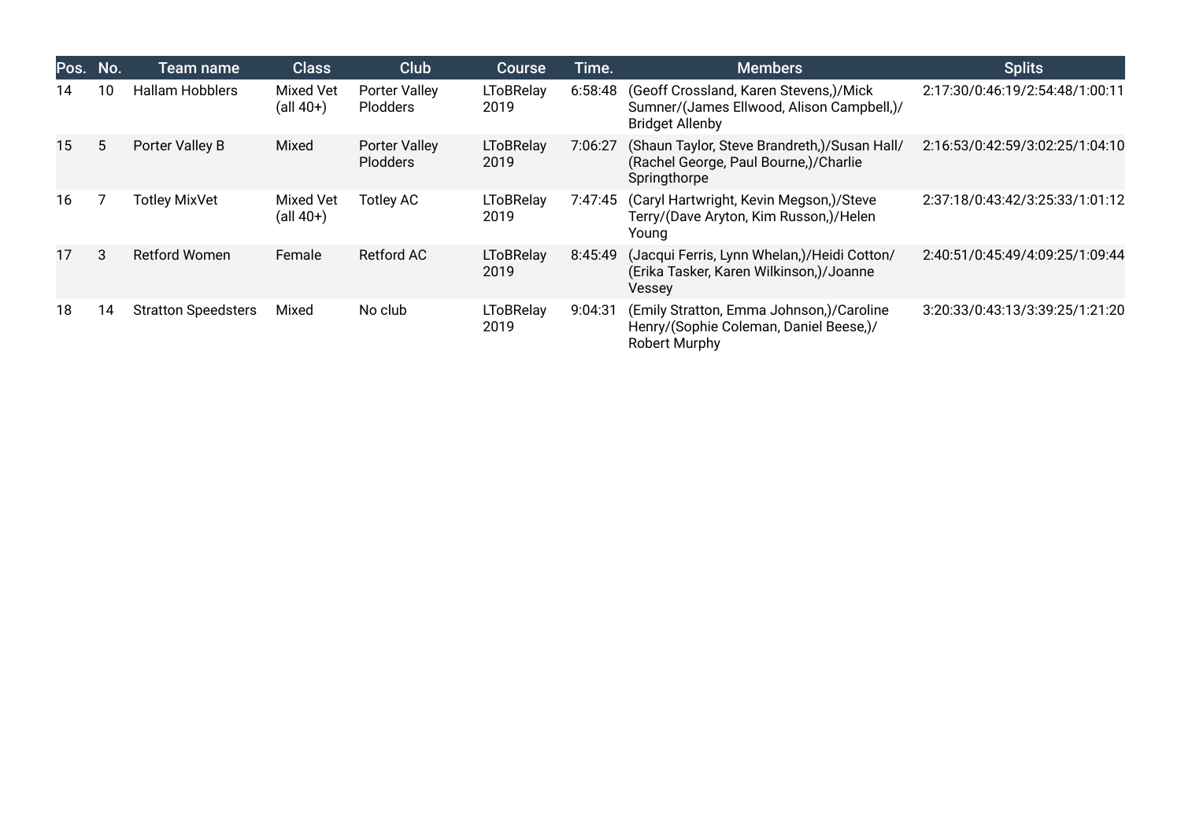| Pos. | No. | Team name | Class | Club | Course | Time. | Members | Splits |
|---|---|---|---|---|---|---|---|---|
| 14 | 10 | Hallam Hobblers | Mixed Vet (all 40+) | Porter Valley Plodders | LToBRelay 2019 | 6:58:48 | (Geoff Crossland, Karen Stevens,)/Mick Sumner/(James Ellwood, Alison Campbell,)/Bridget Allenby | 2:17:30/0:46:19/2:54:48/1:00:11 |
| 15 | 5 | Porter Valley B | Mixed | Porter Valley Plodders | LToBRelay 2019 | 7:06:27 | (Shaun Taylor, Steve Brandreth,)/Susan Hall/(Rachel George, Paul Bourne,)/Charlie Springthorpe | 2:16:53/0:42:59/3:02:25/1:04:10 |
| 16 | 7 | Totley MixVet | Mixed Vet (all 40+) | Totley AC | LToBRelay 2019 | 7:47:45 | (Caryl Hartwright, Kevin Megson,)/Steve Terry/(Dave Aryton, Kim Russon,)/Helen Young | 2:37:18/0:43:42/3:25:33/1:01:12 |
| 17 | 3 | Retford Women | Female | Retford AC | LToBRelay 2019 | 8:45:49 | (Jacqui Ferris, Lynn Whelan,)/Heidi Cotton/(Erika Tasker, Karen Wilkinson,)/Joanne Vessey | 2:40:51/0:45:49/4:09:25/1:09:44 |
| 18 | 14 | Stratton Speedsters | Mixed | No club | LToBRelay 2019 | 9:04:31 | (Emily Stratton, Emma Johnson,)/Caroline Henry/(Sophie Coleman, Daniel Beese,)/Robert Murphy | 3:20:33/0:43:13/3:39:25/1:21:20 |